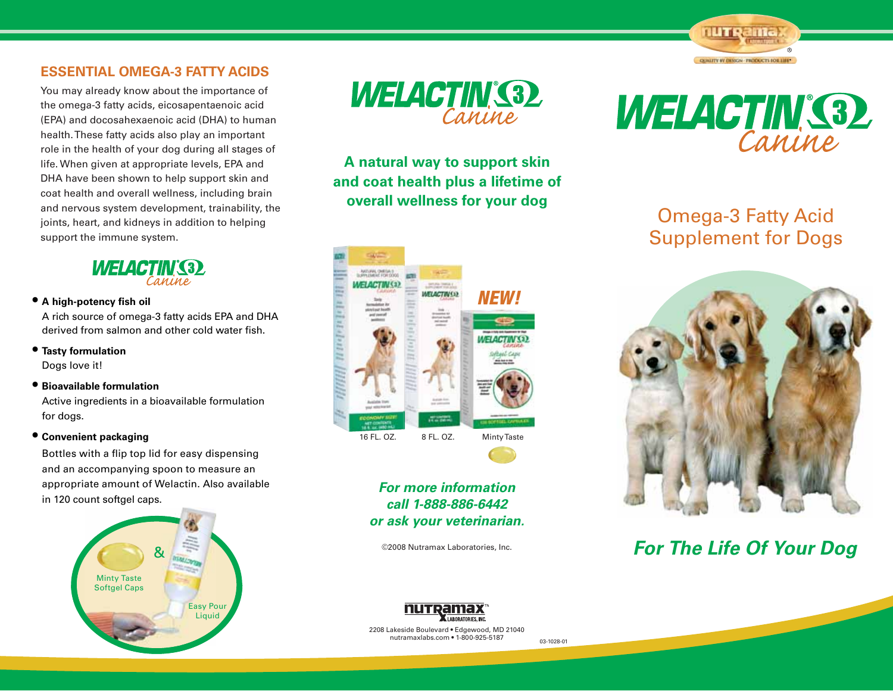## ESSENTIAL OMEGA-3 FATTY ACIDS

You may already know about the importance of the omega-3 fatty acids, eicosapentaenoic acid (EPA) and docosahexaenoic acid (DHA) to human health. These fatty acids also play an important role in the health of your dog during all stages of life. When given at appropriate levels, EPA and DHA have been shown to help support skin and coat health and overall wellness, including brain and nervous system development, trainability, the joints, heart, and kidneys in addition to helping support the immune system.

**WELACTIN® 3 Canine**

- **A high-potency fish oil**
  A rich source of omega-3 fatty acids EPA and DHA derived from salmon and other cold water fish.
- **Tasty formulation**
  Dogs love it!
- **Bioavailable formulation**
  Active ingredients in a bioavailable formulation for dogs.
- **Convenient packaging**
  Bottles with a flip top lid for easy dispensing and an accompanying spoon to measure an appropriate amount of Welactin. Also available in 120 count softgel caps.

Minty Taste Softgel Caps & Easy Pour Liquid

# WELACTIN® 3 Canine

**A natural way to support skin and coat health plus a lifetime of overall wellness for your dog**

**NEW!**

16 FL. OZ. 8 FL. OZ. Minty Taste

***For more information call 1-888-886-6442 or ask your veterinarian.***

©2008 Nutramax Laboratories, Inc.

Nutramax Laboratories, Inc.
2208 Lakeside Boulevard • Edgewood, MD 21040
nutramaxlabs.com • 1-800-925-5187

03-1028-01

Nutramax Laboratories, Inc.® Quality by Design · Products for Life®

# WELACTIN® 3 Canine

## Omega-3 Fatty Acid Supplement for Dogs

***For The Life Of Your Dog***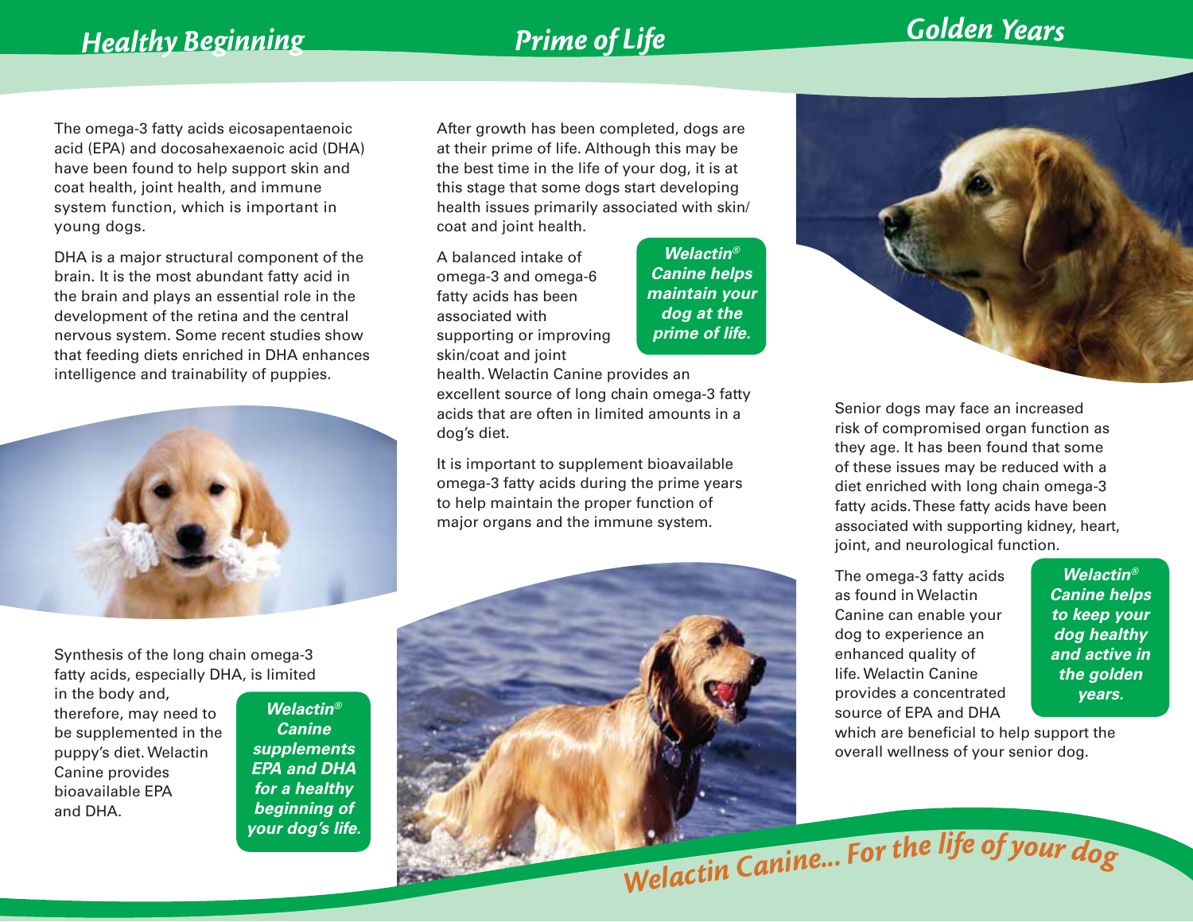## Healthy Beginning

The omega-3 fatty acids eicosapentaenoic acid (EPA) and docosahexaenoic acid (DHA) have been found to help support skin and coat health, joint health, and immune system function, which is important in young dogs.

DHA is a major structural component of the brain. It is the most abundant fatty acid in the brain and plays an essential role in the development of the retina and the central nervous system. Some recent studies show that feeding diets enriched in DHA enhances intelligence and trainability of puppies.

Synthesis of the long chain omega-3 fatty acids, especially DHA, is limited in the body and, therefore, may need to be supplemented in the puppy's diet. Welactin Canine provides bioavailable EPA and DHA.

***Welactin® Canine supplements EPA and DHA for a healthy beginning of your dog's life.***

## Prime of Life

After growth has been completed, dogs are at their prime of life. Although this may be the best time in the life of your dog, it is at this stage that some dogs start developing health issues primarily associated with skin/coat and joint health.

A balanced intake of omega-3 and omega-6 fatty acids has been associated with supporting or improving skin/coat and joint health. Welactin Canine provides an excellent source of long chain omega-3 fatty acids that are often in limited amounts in a dog's diet.

***Welactin® Canine helps maintain your dog at the prime of life.***

It is important to supplement bioavailable omega-3 fatty acids during the prime years to help maintain the proper function of major organs and the immune system.

## Golden Years

Senior dogs may face an increased risk of compromised organ function as they age. It has been found that some of these issues may be reduced with a diet enriched with long chain omega-3 fatty acids. These fatty acids have been associated with supporting kidney, heart, joint, and neurological function.

The omega-3 fatty acids as found in Welactin Canine can enable your dog to experience an enhanced quality of life. Welactin Canine provides a concentrated source of EPA and DHA which are beneficial to help support the overall wellness of your senior dog.

***Welactin® Canine helps to keep your dog healthy and active in the golden years.***

*Welactin Canine... For the life of your dog*